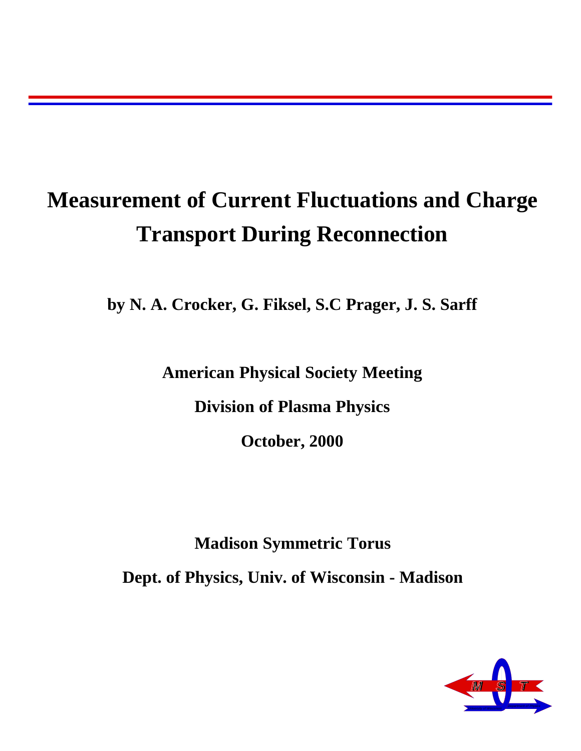# Measurement of Current Fluctuations and Charge Transport During Reconnection

**by N. A. Crocker, G. Fiksel, S.C Prager, J. S. Sarff**

**American Physical Society Meeting**

**Division of Plasma Physics**

**October, 2000**

**Madison Symmetric Torus**

**Dept. of Physics, Univ. of Wisconsin - Madison**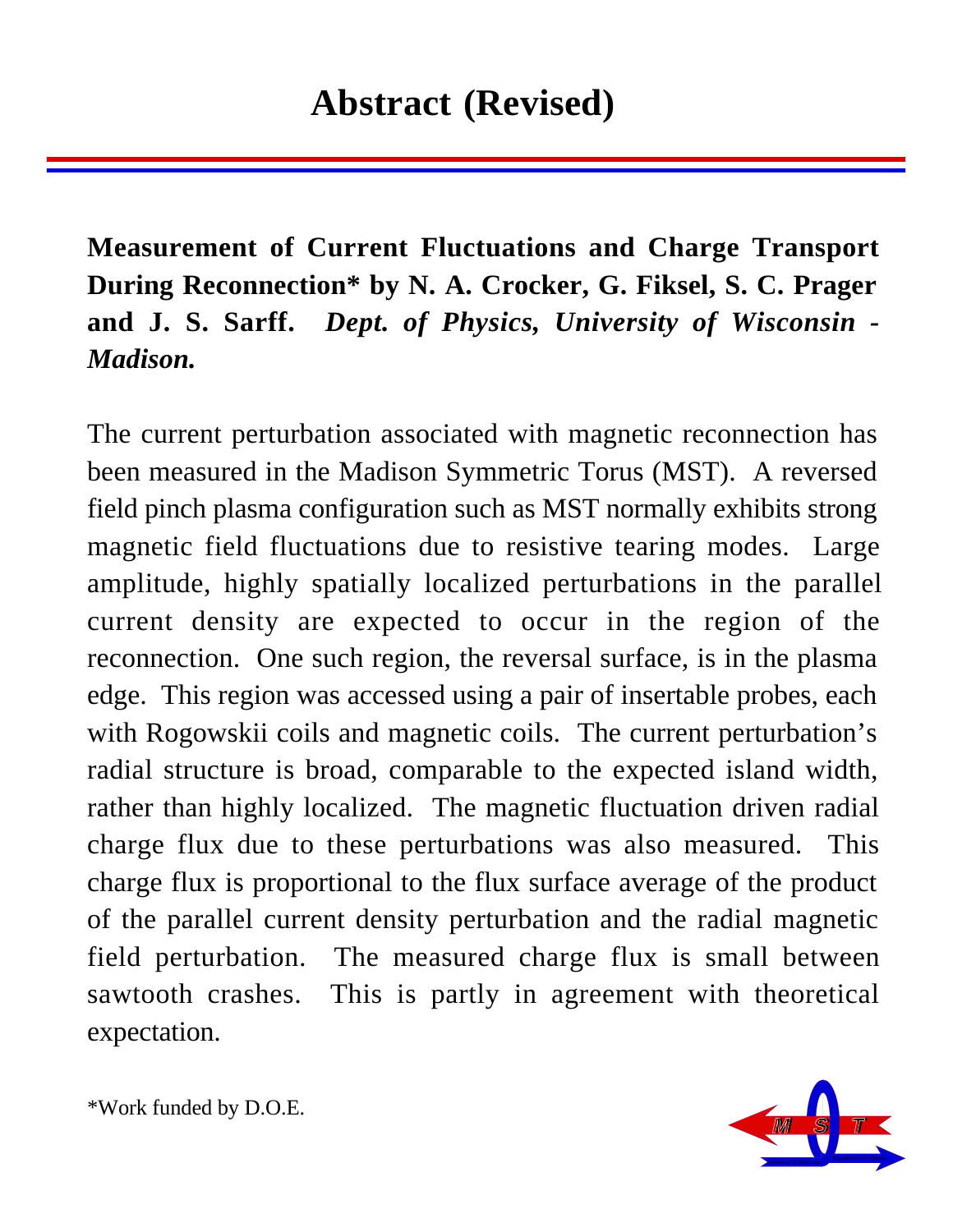# Abstract (Revised)

**Measurement of Current Fluctuations and Charge Transport During Reconnection* by N. A. Crocker, G. Fiksel, S. C. Prager and J. S. Sarff.** ***Dept. of Physics, University of Wisconsin - Madison.***

The current perturbation associated with magnetic reconnection has been measured in the Madison Symmetric Torus (MST). A reversed field pinch plasma configuration such as MST normally exhibits strong magnetic field fluctuations due to resistive tearing modes. Large amplitude, highly spatially localized perturbations in the parallel current density are expected to occur in the region of the reconnection. One such region, the reversal surface, is in the plasma edge. This region was accessed using a pair of insertable probes, each with Rogowskii coils and magnetic coils. The current perturbation's radial structure is broad, comparable to the expected island width, rather than highly localized. The magnetic fluctuation driven radial charge flux due to these perturbations was also measured. This charge flux is proportional to the flux surface average of the product of the parallel current density perturbation and the radial magnetic field perturbation. The measured charge flux is small between sawtooth crashes. This is partly in agreement with theoretical expectation.

*Work funded by D.O.E.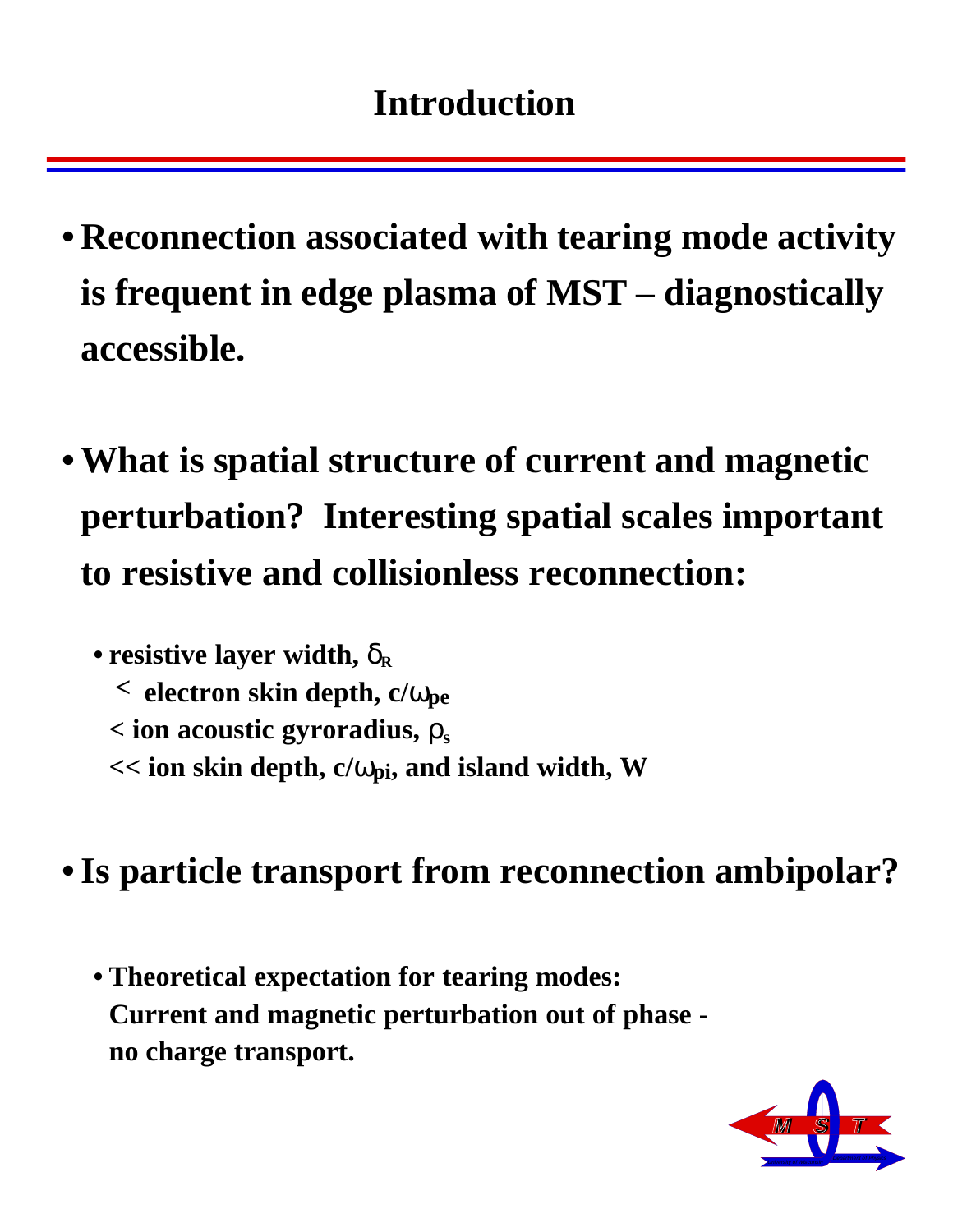# Introduction

- **Reconnection associated with tearing mode activity is frequent in edge plasma of MST – diagnostically accessible.**

- **What is spatial structure of current and magnetic perturbation? Interesting spatial scales important to resistive and collisionless reconnection:**

  - **resistive layer width, $\delta_R$**
    **$<$ electron skin depth, $c/\omega_{pe}$**
    **$<$ ion acoustic gyroradius, $\rho_s$**
    **$<<$ ion skin depth, $c/\omega_{pi}$, and island width, W**

- **Is particle transport from reconnection ambipolar?**

  - **Theoretical expectation for tearing modes:**
    **Current and magnetic perturbation out of phase - no charge transport.**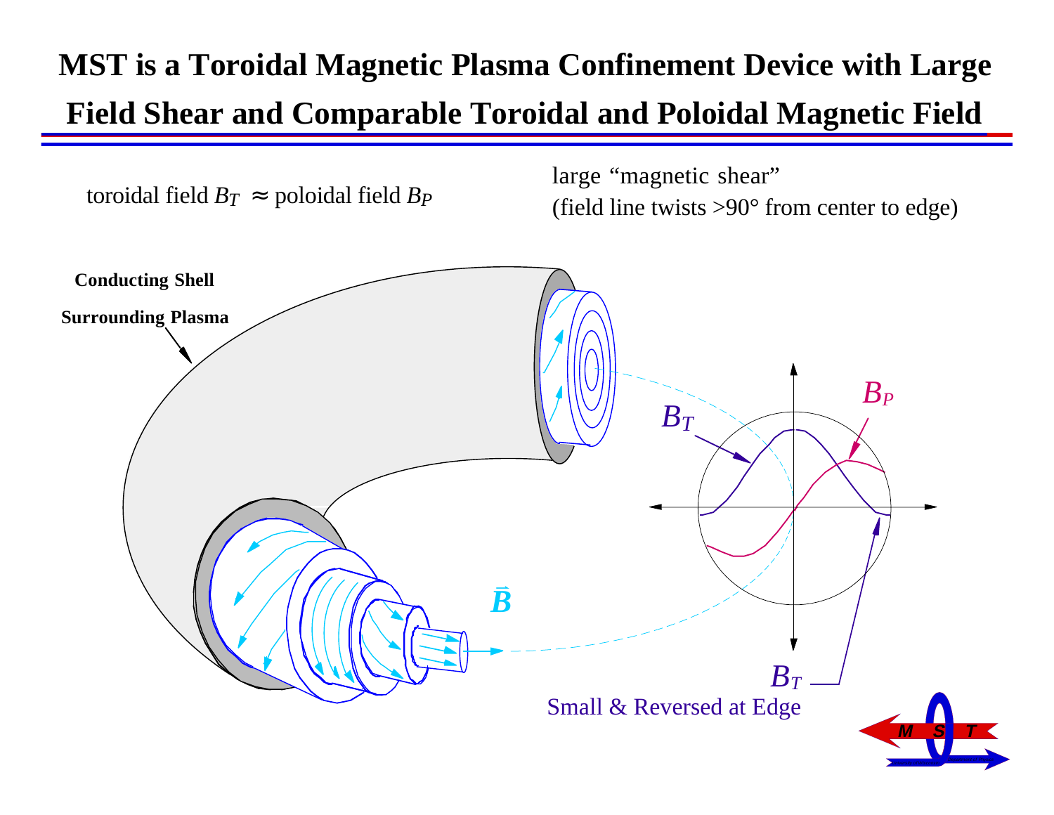# MST is a Toroidal Magnetic Plasma Confinement Device with Large Field Shear and Comparable Toroidal and Poloidal Magnetic Field

toroidal field $B_T \approx$ poloidal field $B_P$

large "magnetic shear"
(field line twists >90° from center to edge)

**Conducting Shell**

**Surrounding Plasma**

$\vec{B}$

$B_T$

$B_P$

$B_T$
Small & Reversed at Edge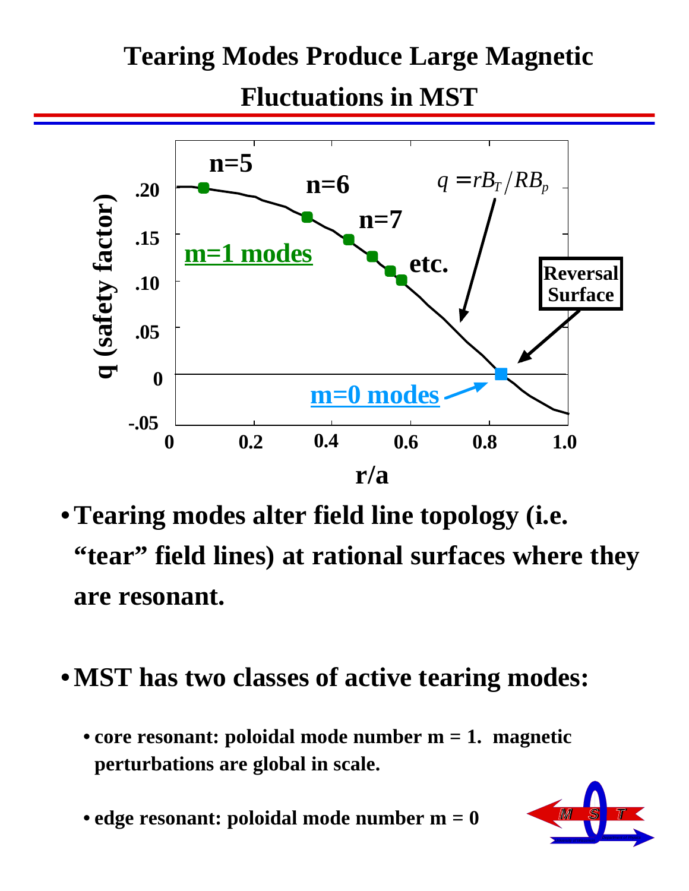# Tearing Modes Produce Large Magnetic Fluctuations in MST

q (safety factor)

$q = rB_T / RB_p$

n=5, n=6, n=7, etc.

m=1 modes

m=0 modes

Reversal Surface

r/a

- **Tearing modes alter field line topology (i.e. "tear" field lines) at rational surfaces where they are resonant.**

- **MST has two classes of active tearing modes:**
  - **core resonant: poloidal mode number m = 1. magnetic perturbations are global in scale.**
  - **edge resonant: poloidal mode number m = 0**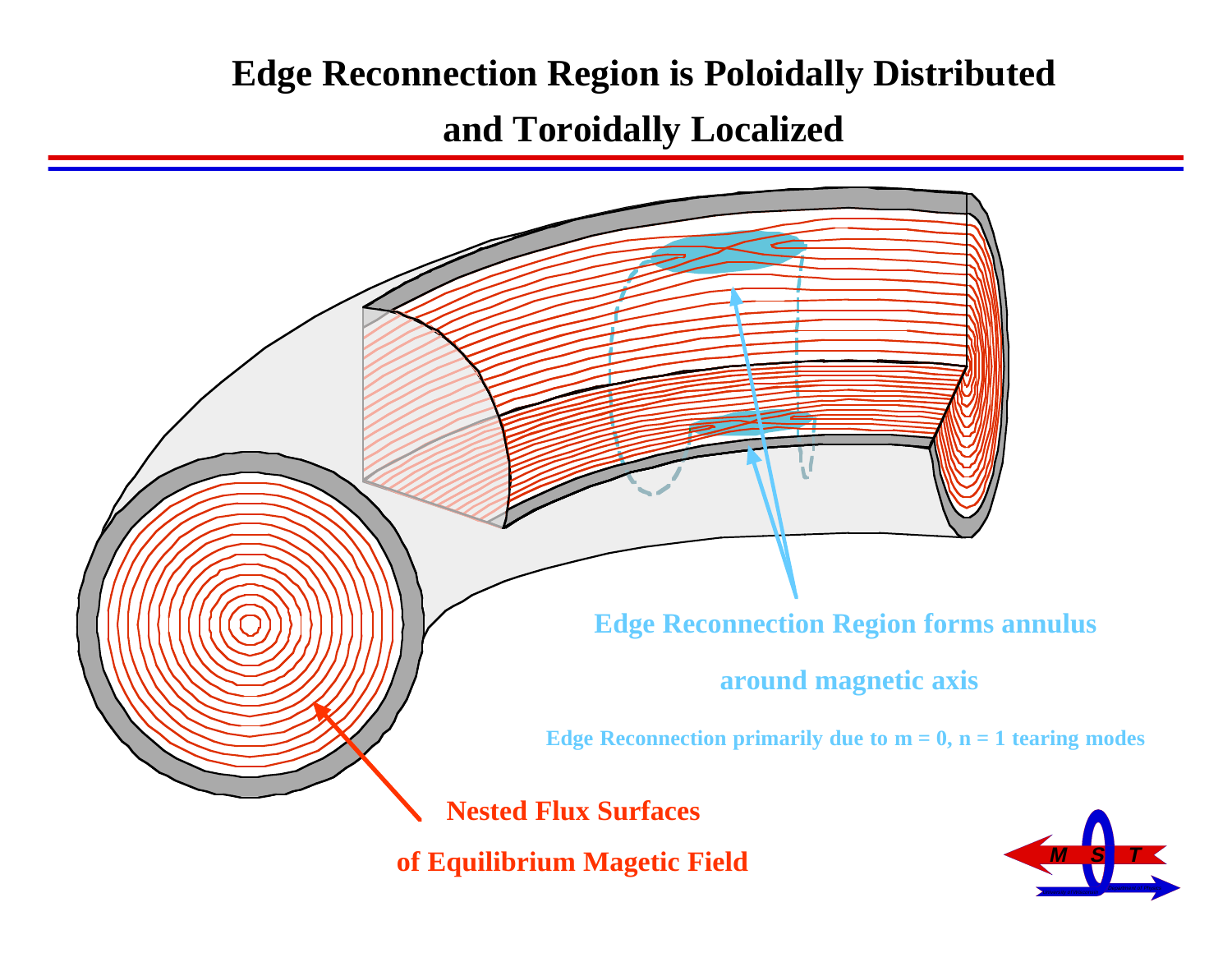# Edge Reconnection Region is Poloidally Distributed and Toroidally Localized

Edge Reconnection Region forms annulus around magnetic axis

Edge Reconnection primarily due to $m = 0$, $n = 1$ tearing modes

Nested Flux Surfaces of Equilibrium Magetic Field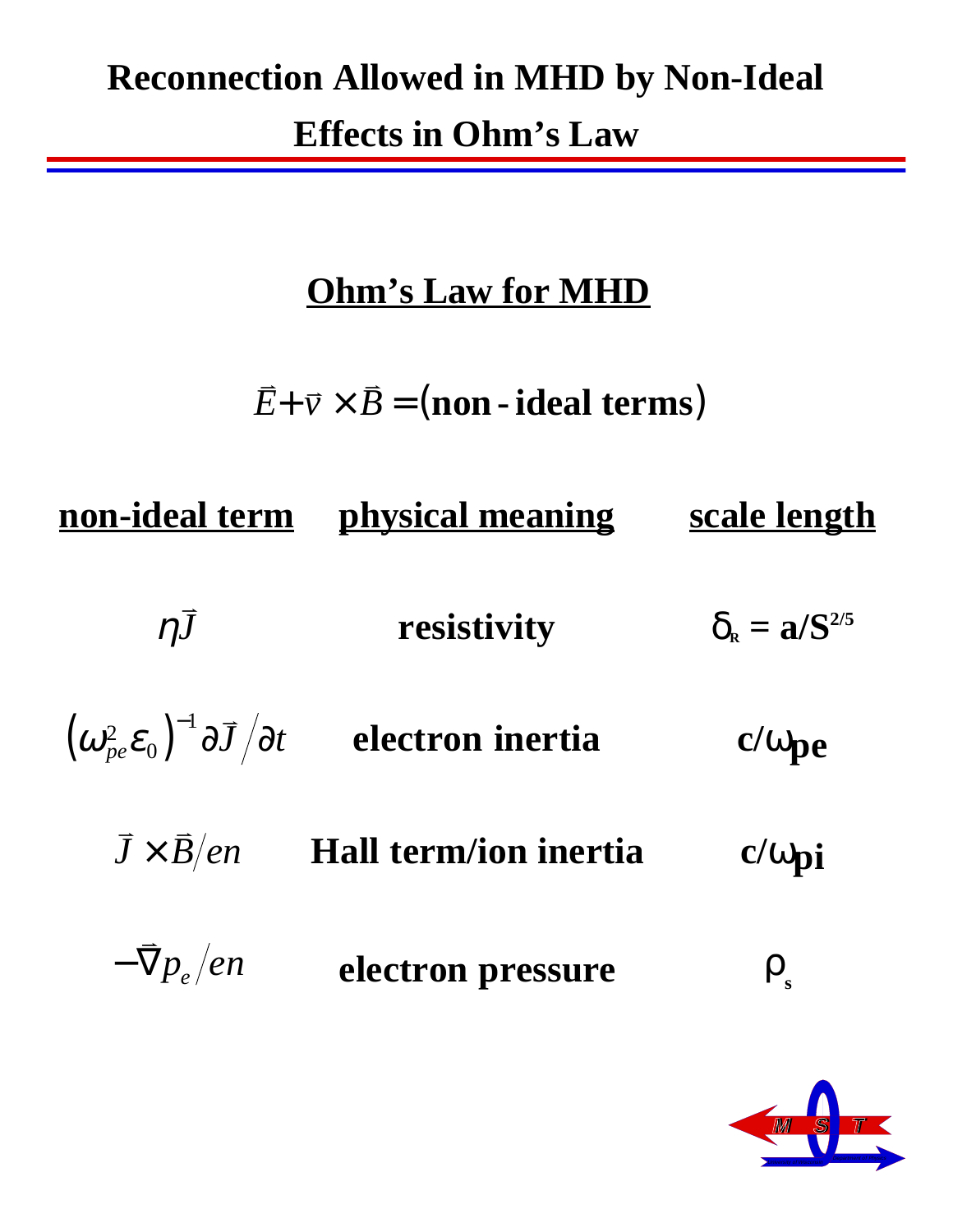# Reconnection Allowed in MHD by Non-Ideal Effects in Ohm's Law

## Ohm's Law for MHD

$$\vec{E} + \vec{v} \times \vec{B} = (\textbf{non-ideal terms})$$

| non-ideal term | physical meaning | scale length |
|---|---|---|
| $\eta \vec{J}$ | resistivity | $\delta_R = a/S^{2/5}$ |
| $\left(\omega_{pe}^2 \varepsilon_0\right)^{-1} \partial \vec{J} / \partial t$ | electron inertia | $c/\omega_{pe}$ |
| $\vec{J} \times \vec{B} / en$ | Hall term/ion inertia | $c/\omega_{pi}$ |
| $-\nabla p_e / en$ | electron pressure | $\rho_s$ |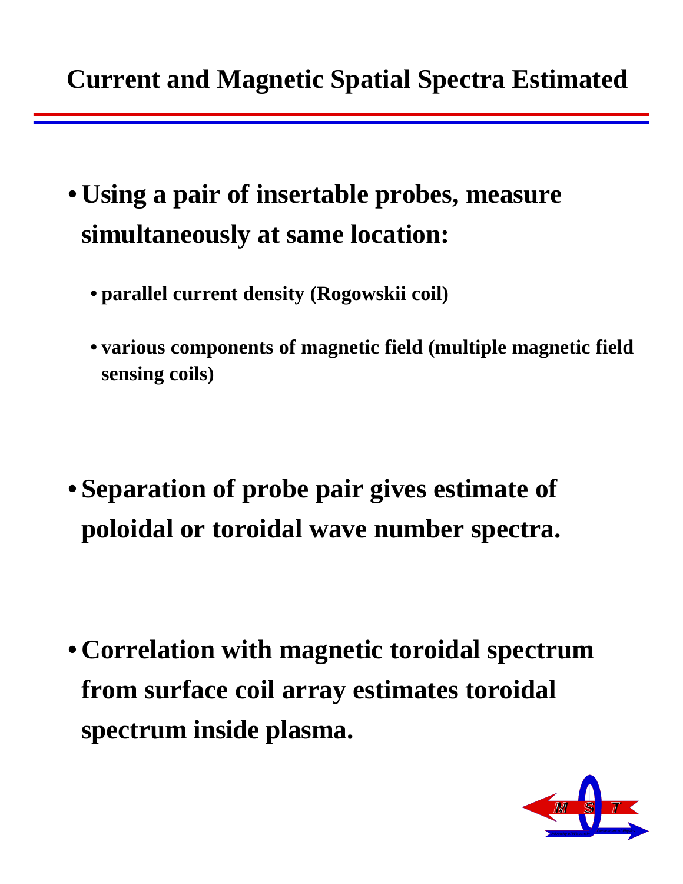# Current and Magnetic Spatial Spectra Estimated

- **Using a pair of insertable probes, measure simultaneously at same location:**
  - **parallel current density (Rogowskii coil)**
  - **various components of magnetic field (multiple magnetic field sensing coils)**

- **Separation of probe pair gives estimate of poloidal or toroidal wave number spectra.**

- **Correlation with magnetic toroidal spectrum from surface coil array estimates toroidal spectrum inside plasma.**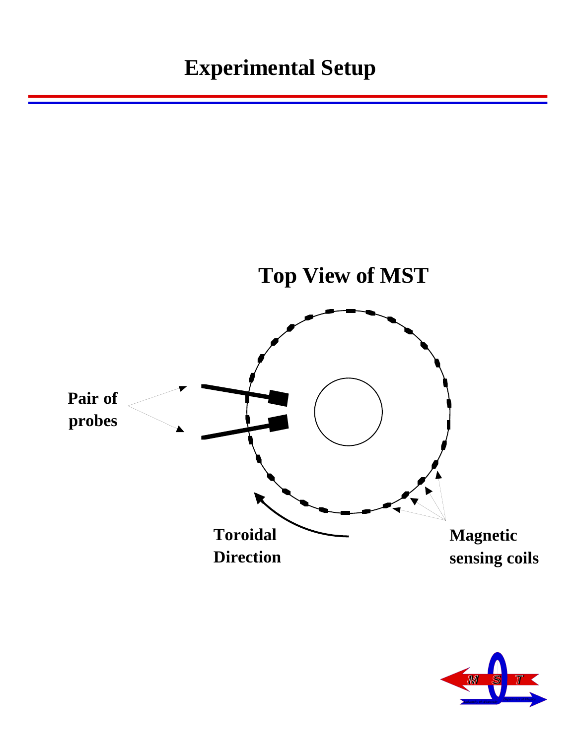# Experimental Setup

## Top View of MST

Pair of probes

Toroidal Direction

Magnetic sensing coils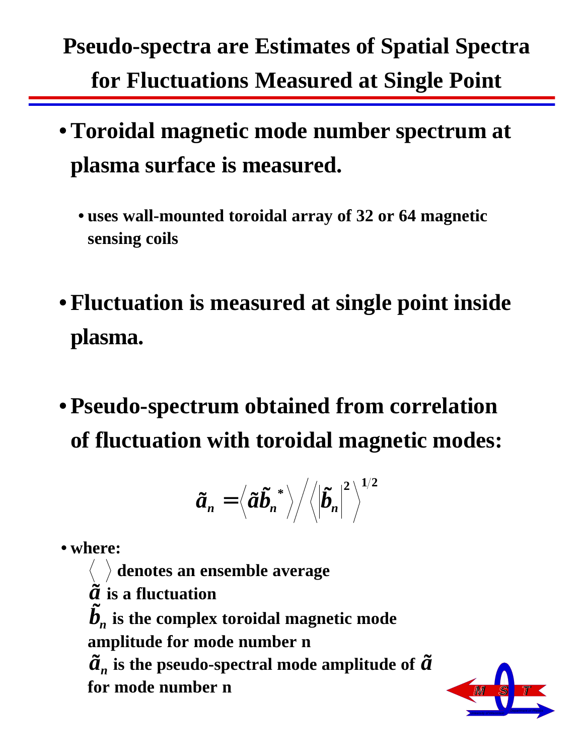# Pseudo-spectra are Estimates of Spatial Spectra for Fluctuations Measured at Single Point

- **Toroidal magnetic mode number spectrum at plasma surface is measured.**
  - **uses wall-mounted toroidal array of 32 or 64 magnetic sensing coils**

- **Fluctuation is measured at single point inside plasma.**

- **Pseudo-spectrum obtained from correlation of fluctuation with toroidal magnetic modes:**

$$\tilde{a}_n = \left\langle \tilde{a}\tilde{b}_n^{\,*} \right\rangle \Big/ \left\langle \left|\tilde{b}_n\right|^2 \right\rangle^{1/2}$$

- **where:**
  - $\langle \; \rangle$ **denotes an ensemble average**
  - $\tilde{a}$ **is a fluctuation**
  - $\tilde{b}_n$ **is the complex toroidal magnetic mode amplitude for mode number n**
  - $\tilde{a}_n$ **is the pseudo-spectral mode amplitude of** $\tilde{a}$ **for mode number n**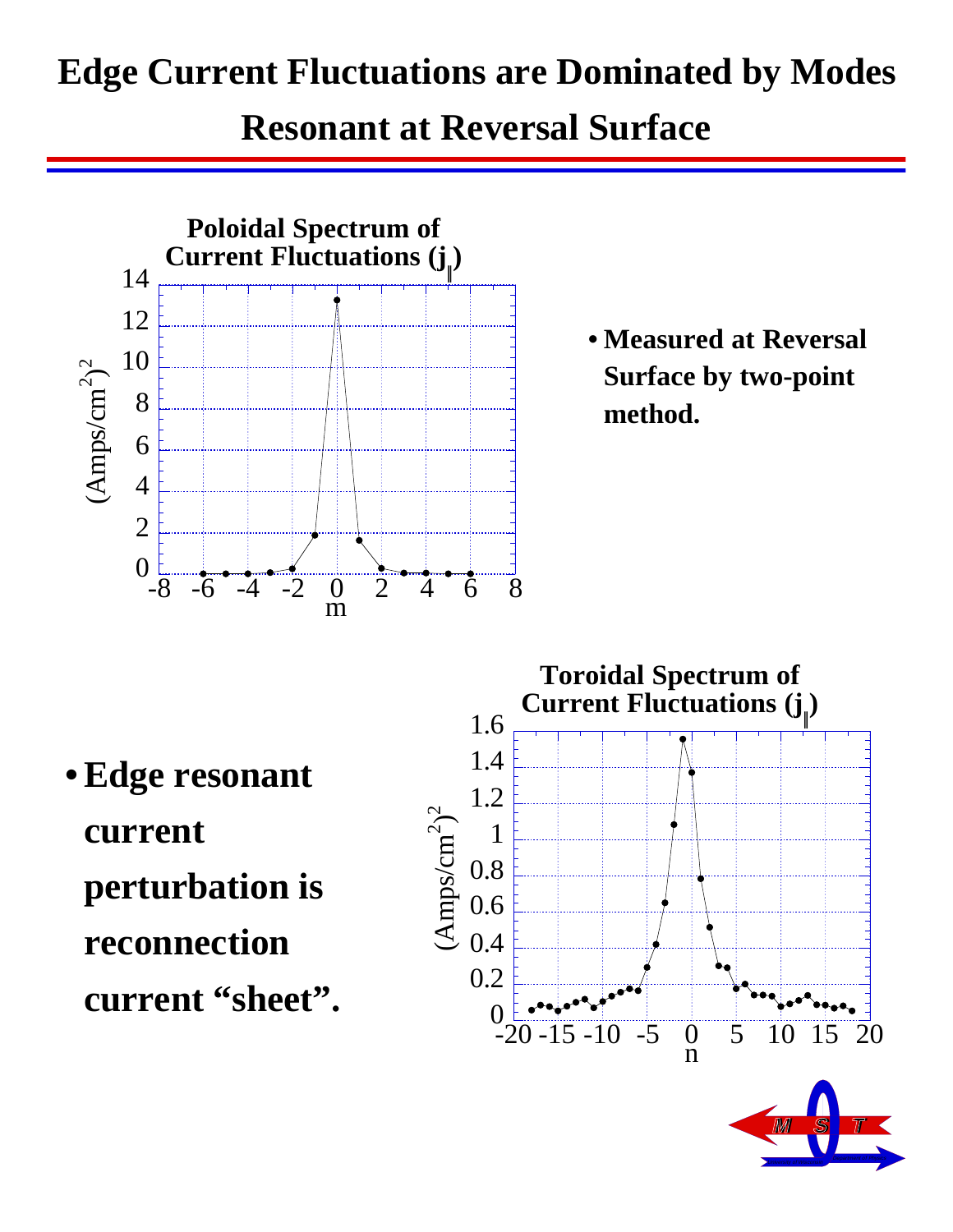# Edge Current Fluctuations are Dominated by Modes Resonant at Reversal Surface

**Poloidal Spectrum of Current Fluctuations ($j_{\|}$)**

- **Measured at Reversal Surface by two-point method.**

**Toroidal Spectrum of Current Fluctuations ($j_{\|}$)**

- **Edge resonant current perturbation is reconnection current "sheet".**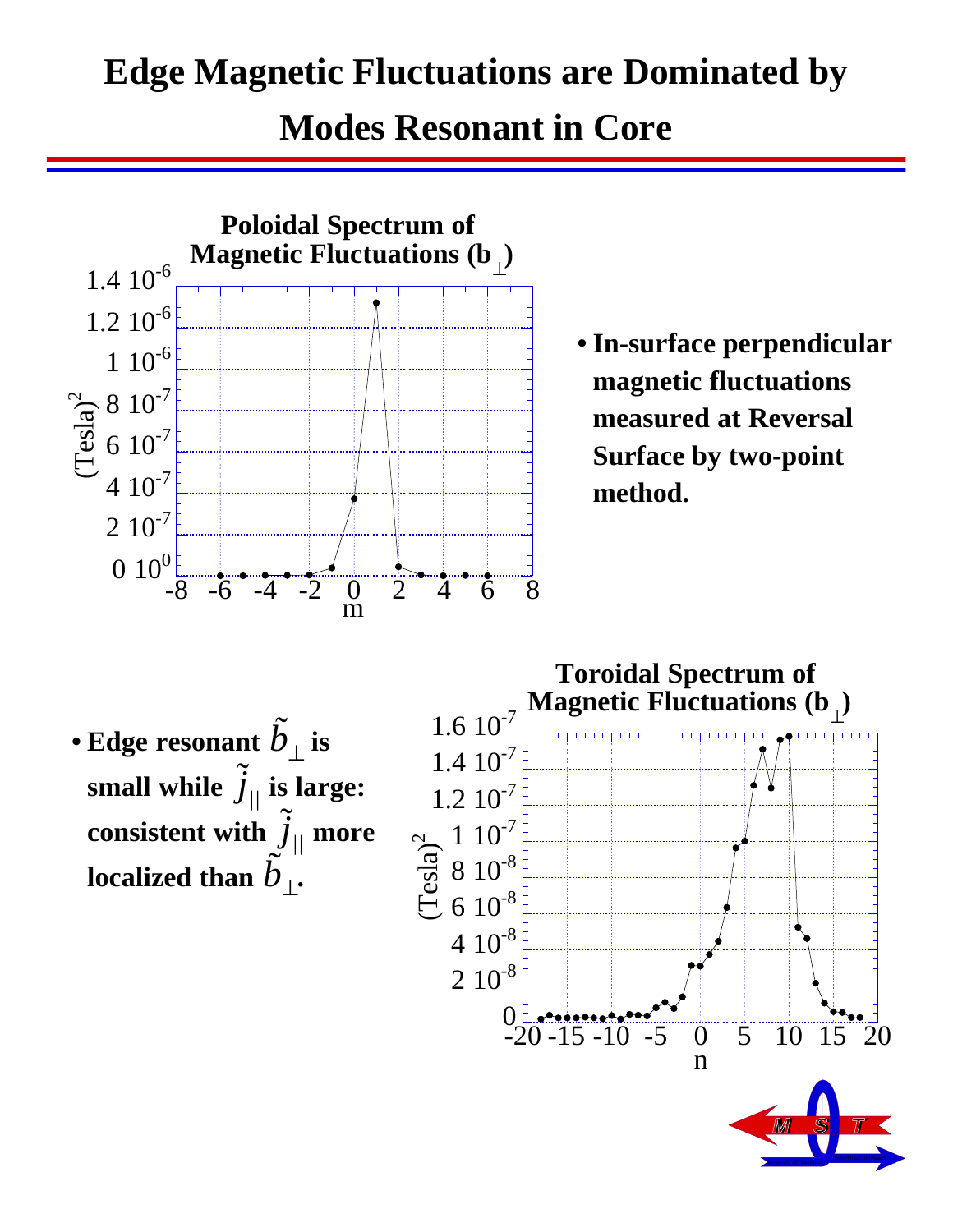# Edge Magnetic Fluctuations are Dominated by Modes Resonant in Core

**Poloidal Spectrum of Magnetic Fluctuations ($b_\perp$)**

- **In-surface perpendicular magnetic fluctuations measured at Reversal Surface by two-point method.**

**Toroidal Spectrum of Magnetic Fluctuations ($b_\perp$)**

- **Edge resonant $\tilde{b}_\perp$ is small while $\tilde{j}_{||}$ is large: consistent with $\tilde{j}_{||}$ more localized than $\tilde{b}_\perp$.**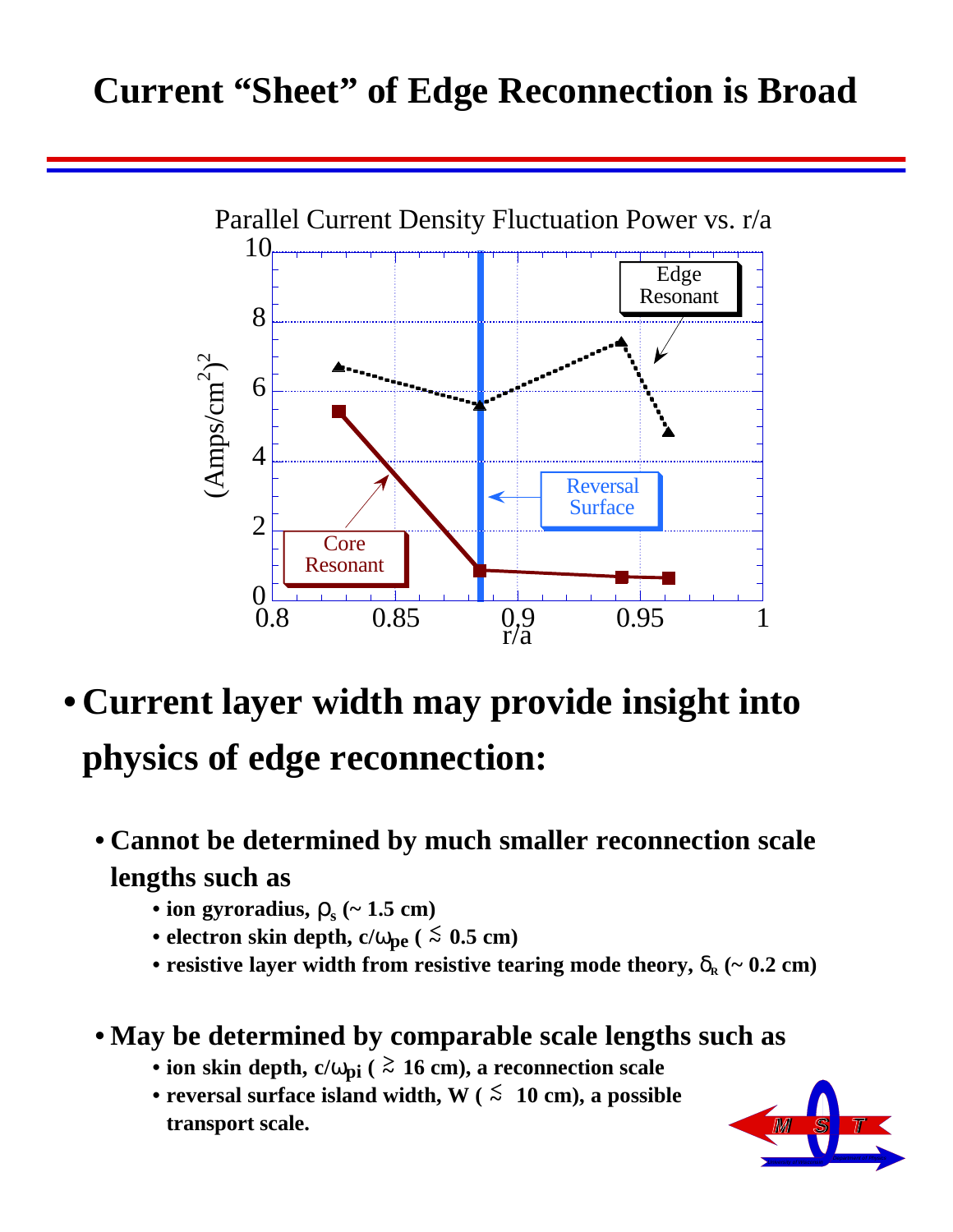# Current "Sheet" of Edge Reconnection is Broad

Parallel Current Density Fluctuation Power vs. r/a

- **Current layer width may provide insight into physics of edge reconnection:**
  - **Cannot be determined by much smaller reconnection scale lengths such as**
    - **ion gyroradius, $\rho_s$ (~ 1.5 cm)**
    - **electron skin depth, $c/\omega_{pe}$ ( $\lesssim$ 0.5 cm)**
    - **resistive layer width from resistive tearing mode theory, $\delta_R$ (~ 0.2 cm)**
  - **May be determined by comparable scale lengths such as**
    - **ion skin depth, $c/\omega_{pi}$ ( $\gtrsim$ 16 cm), a reconnection scale**
    - **reversal surface island width, W ( $\lesssim$ 10 cm), a possible transport scale.**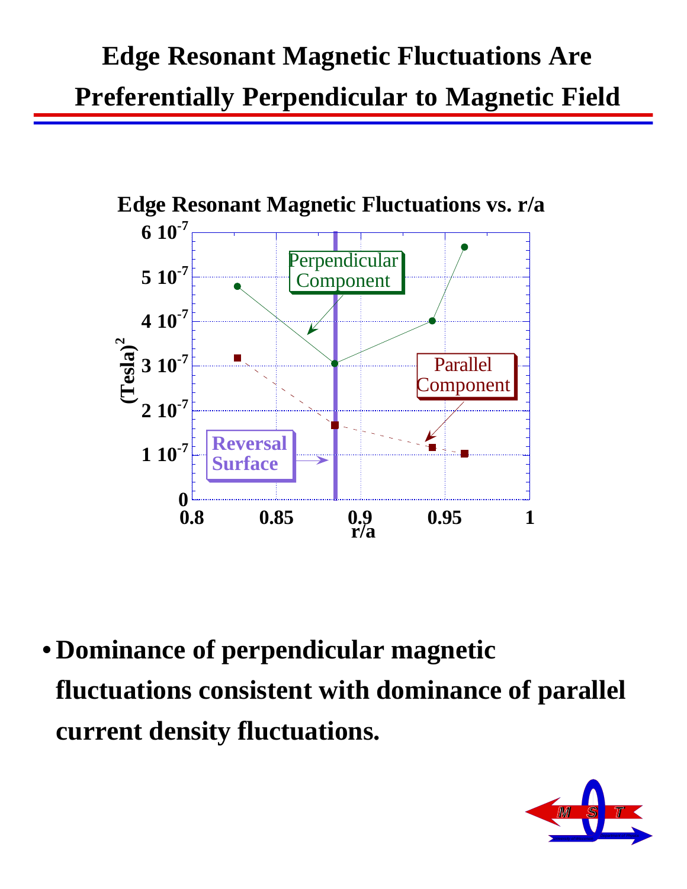# Edge Resonant Magnetic Fluctuations Are Preferentially Perpendicular to Magnetic Field

**Edge Resonant Magnetic Fluctuations vs. r/a**

- **Dominance of perpendicular magnetic fluctuations consistent with dominance of parallel current density fluctuations.**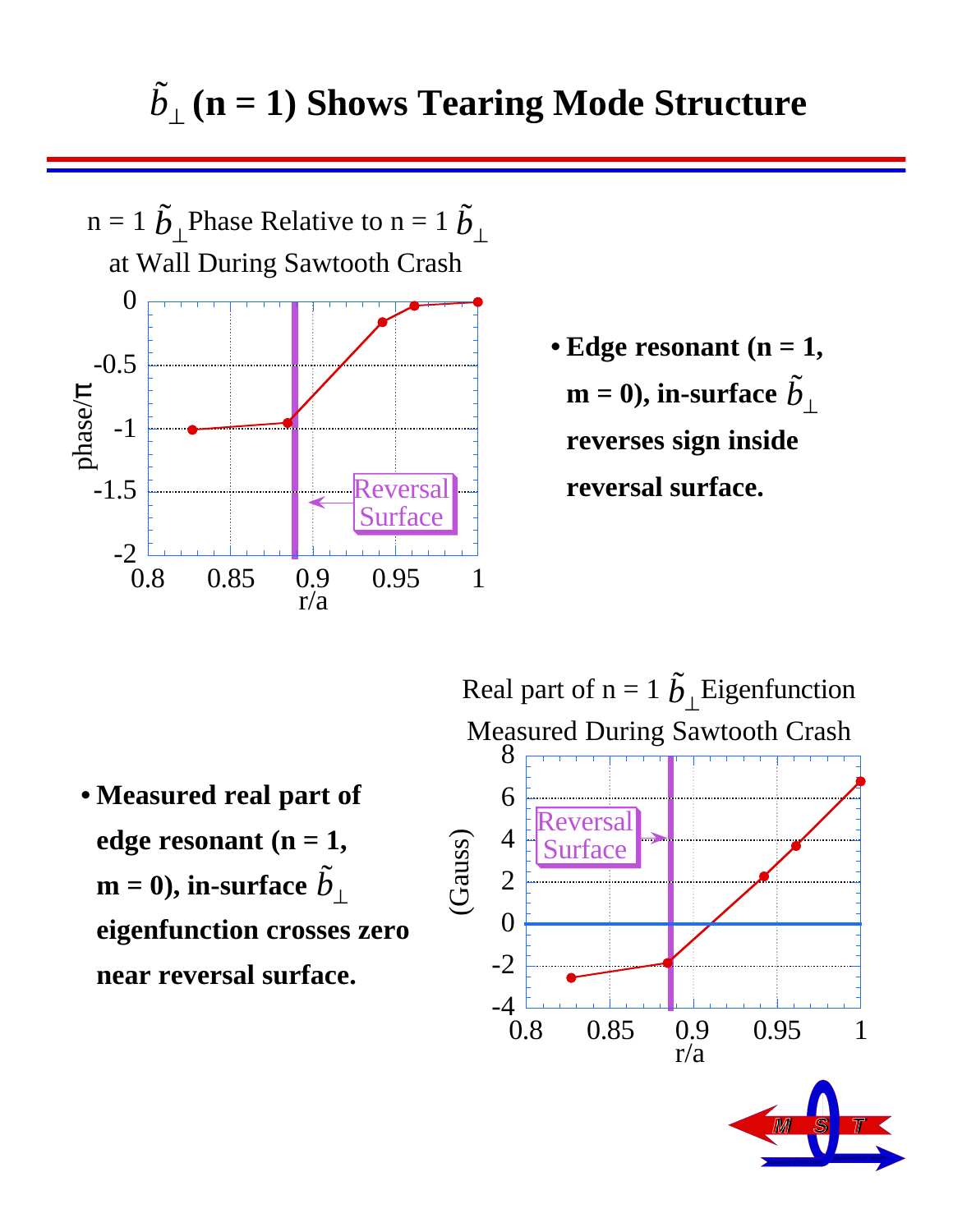# $\tilde{b}_\perp$ (n = 1) Shows Tearing Mode Structure

n = 1 $\tilde{b}_\perp$ Phase Relative to n = 1 $\tilde{b}_\perp$ at Wall During Sawtooth Crash

- **Edge resonant (n = 1, m = 0), in-surface $\tilde{b}_\perp$ reverses sign inside reversal surface.**

Real part of n = 1 $\tilde{b}_\perp$ Eigenfunction Measured During Sawtooth Crash

- **Measured real part of edge resonant (n = 1, m = 0), in-surface $\tilde{b}_\perp$ eigenfunction crosses zero near reversal surface.**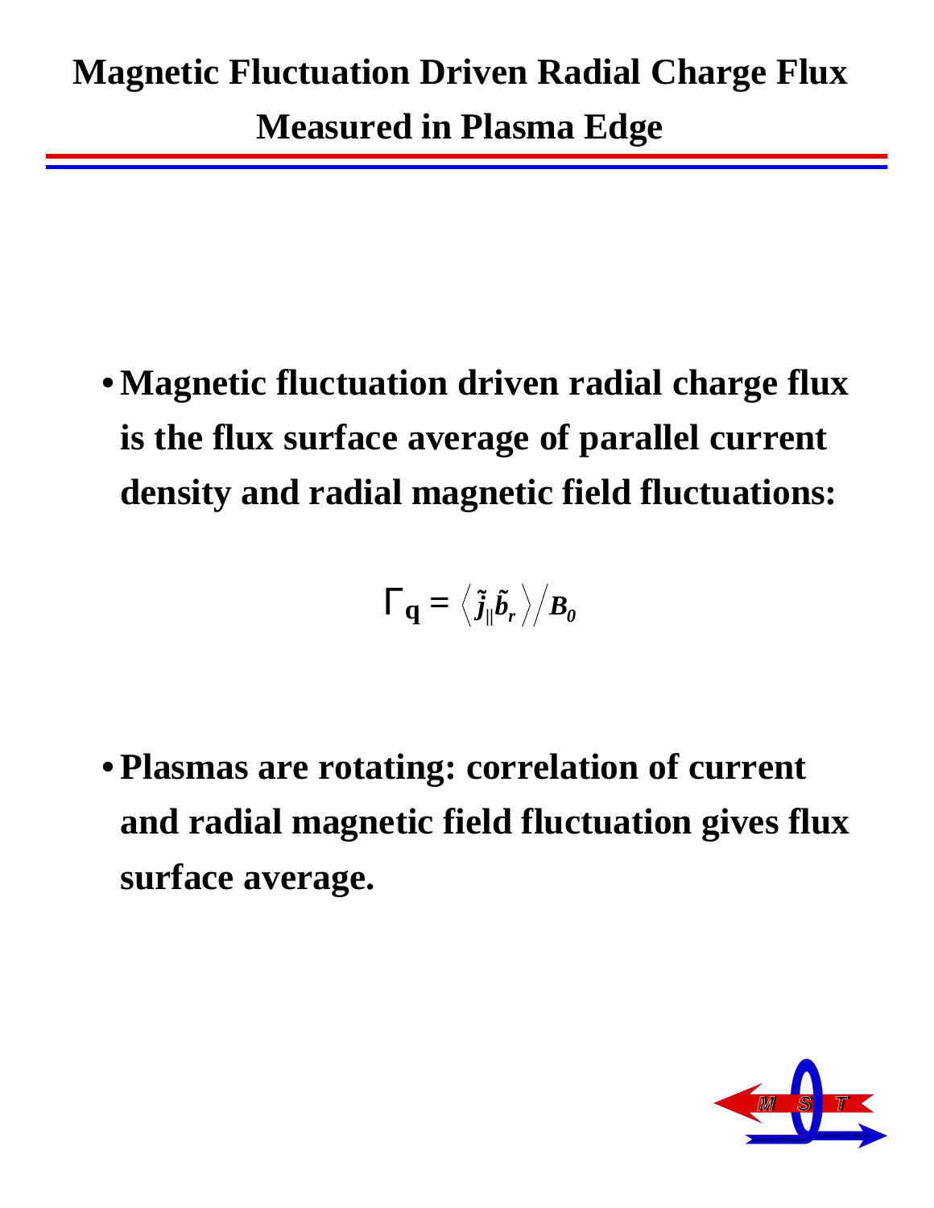# Magnetic Fluctuation Driven Radial Charge Flux Measured in Plasma Edge

- **Magnetic fluctuation driven radial charge flux is the flux surface average of parallel current density and radial magnetic field fluctuations:**

$$\Gamma_{\mathbf{q}} = \left\langle \tilde{j}_{\parallel} \tilde{b}_r \right\rangle \Big/ B_0$$

- **Plasmas are rotating: correlation of current and radial magnetic field fluctuation gives flux surface average.**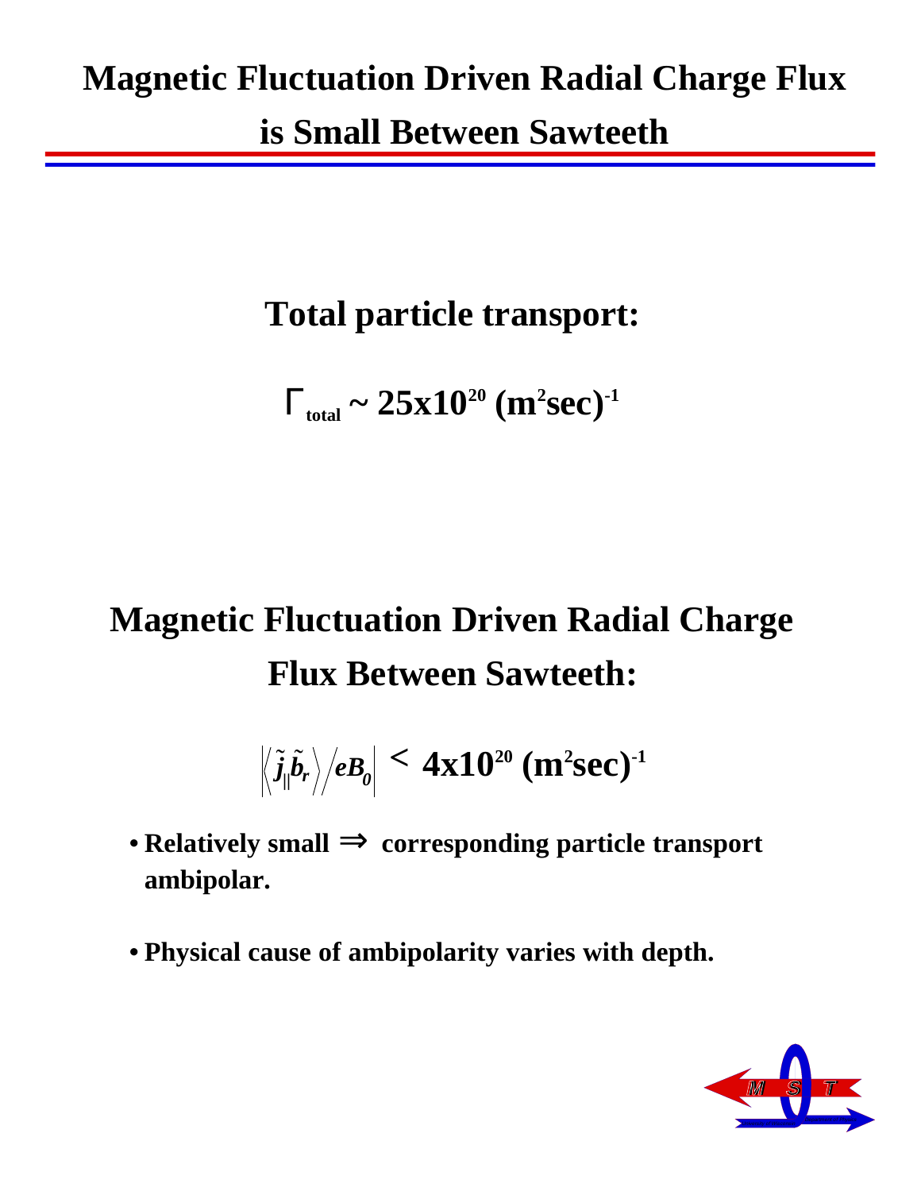# Magnetic Fluctuation Driven Radial Charge Flux is Small Between Sawteeth

**Total particle transport:**

$$\Gamma_{total} \sim 25 \times 10^{20}\ (\mathrm{m^2 sec})^{-1}$$

**Magnetic Fluctuation Driven Radial Charge Flux Between Sawteeth:**

$$\left| \left\langle \tilde{j}_{\|} \tilde{b}_r \right\rangle \big/ eB_0 \right| < 4 \times 10^{20}\ (\mathrm{m^2 sec})^{-1}$$

- **Relatively small $\Rightarrow$ corresponding particle transport ambipolar.**
- **Physical cause of ambipolarity varies with depth.**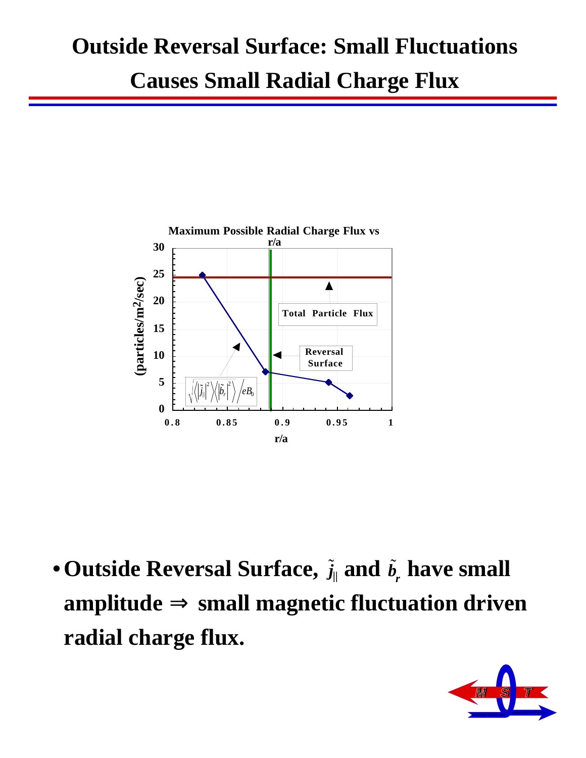# Outside Reversal Surface: Small Fluctuations Causes Small Radial Charge Flux

**Maximum Possible Radial Charge Flux vs r/a**

(particles/m$^2$/sec)

30
25
20
15
10
5
0

0.8 0.85 0.9 0.95 1

r/a

Total Particle Flux

Reversal Surface

$\sqrt{\langle|\tilde{j}_{\parallel}|^2\rangle\langle|\tilde{b}_r|^2\rangle}/eB_0$

- **Outside Reversal Surface, $\tilde{j}_{\parallel}$ and $\tilde{b}_r$ have small amplitude $\Rightarrow$ small magnetic fluctuation driven radial charge flux.**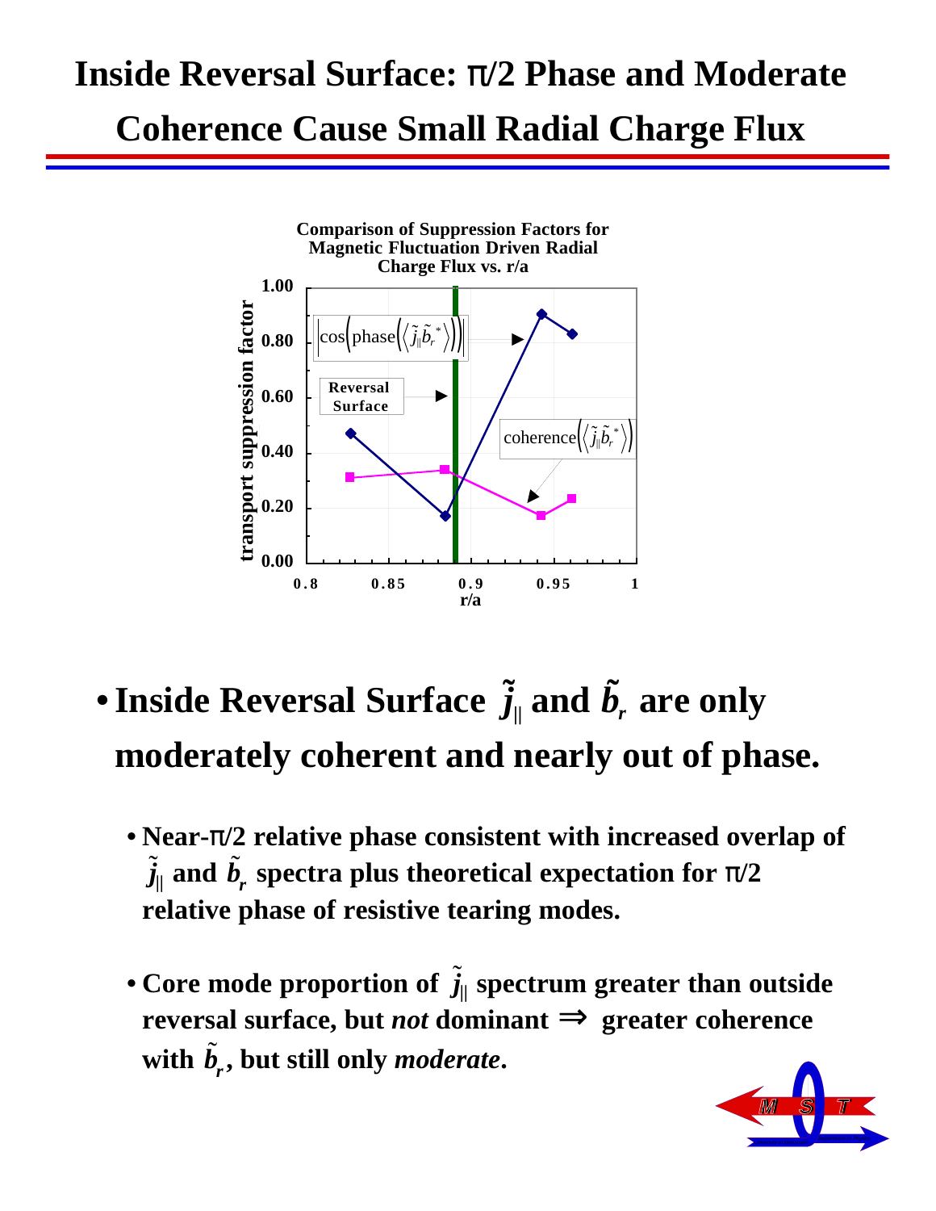# Inside Reversal Surface: π/2 Phase and Moderate Coherence Cause Small Radial Charge Flux

**Comparison of Suppression Factors for Magnetic Fluctuation Driven Radial Charge Flux vs. r/a**

- **Inside Reversal Surface $\tilde{j}_{\|}$ and $\tilde{b}_r$ are only moderately coherent and nearly out of phase.**
  - **Near-π/2 relative phase consistent with increased overlap of $\tilde{j}_{\|}$ and $\tilde{b}_r$ spectra plus theoretical expectation for π/2 relative phase of resistive tearing modes.**
  - **Core mode proportion of $\tilde{j}_{\|}$ spectrum greater than outside reversal surface, but *not* dominant $\Rightarrow$ greater coherence with $\tilde{b}_r$, but still only *moderate*.**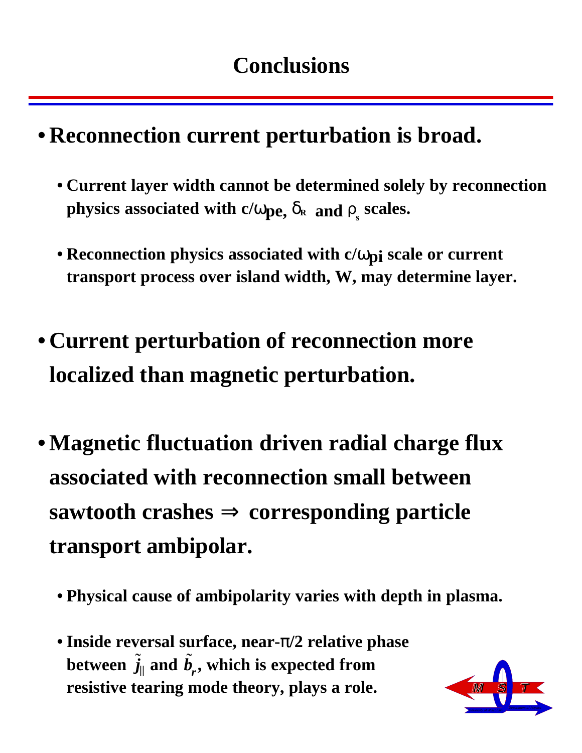# Conclusions

- **Reconnection current perturbation is broad.**
  - **Current layer width cannot be determined solely by reconnection physics associated with $c/\omega_{pe}$, $\delta_R$ and $\rho_s$ scales.**
  - **Reconnection physics associated with $c/\omega_{pi}$ scale or current transport process over island width, W, may determine layer.**

- **Current perturbation of reconnection more localized than magnetic perturbation.**

- **Magnetic fluctuation driven radial charge flux associated with reconnection small between sawtooth crashes $\Rightarrow$ corresponding particle transport ambipolar.**
  - **Physical cause of ambipolarity varies with depth in plasma.**
  - **Inside reversal surface, near-$\pi/2$ relative phase between $\tilde{j}_{\|}$ and $\tilde{b}_r$, which is expected from resistive tearing mode theory, plays a role.**